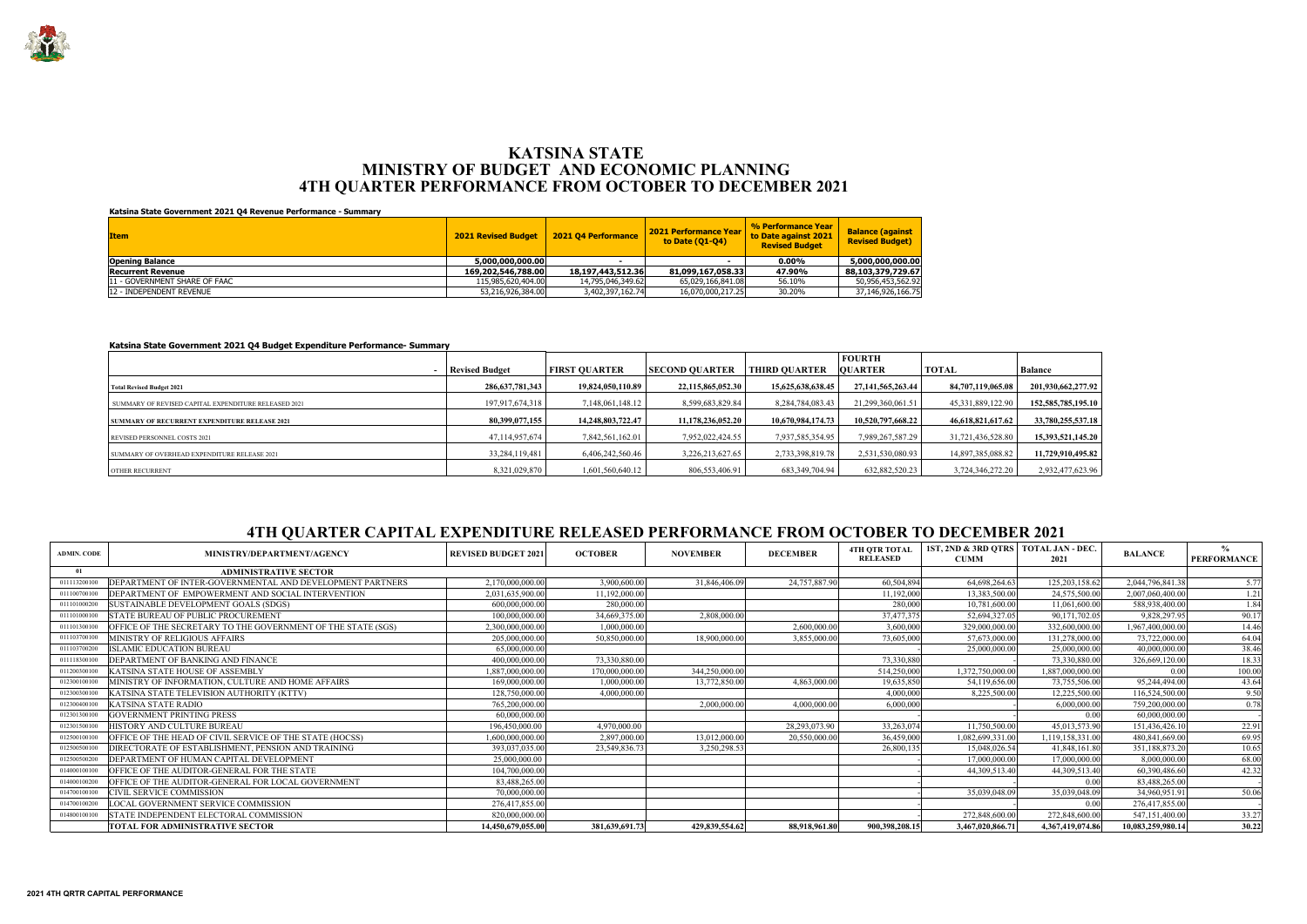# KATSINA STATE
# MINISTRY OF BUDGET AND ECONOMIC PLANNING
# 4TH QUARTER PERFORMANCE FROM OCTOBER TO DECEMBER 2021

**Katsina State Government 2021 Q4 Revenue Performance - Summary**

| Item | 2021 Revised Budget | 2021 Q4 Performance | 2021 Performance Year to Date (Q1-Q4) | % Performance Year to Date against 2021 Revised Budget | Balance (against Revised Budget) |
|---|---|---|---|---|---|
| **Opening Balance** | **5,000,000,000.00** | - | - | **0.00%** | **5,000,000,000.00** |
| **Recurrent Revenue** | **169,202,546,788.00** | **18,197,443,512.36** | **81,099,167,058.33** | **47.90%** | **88,103,379,729.67** |
| 11 - GOVERNMENT SHARE OF FAAC | 115,985,620,404.00 | 14,795,046,349.62 | 65,029,166,841.08 | 56.10% | 50,956,453,562.92 |
| 12 - INDEPENDENT REVENUE | 53,216,926,384.00 | 3,402,397,162.74 | 16,070,000,217.25 | 30.20% | 37,146,926,166.75 |

**Katsina State Government 2021 Q4 Budget Expenditure Performance- Summary**

| - | Revised Budget | FIRST QUARTER | SECOND QUARTER | THIRD QUARTER | FOURTH QUARTER | TOTAL | Balance |
|---|---|---|---|---|---|---|---|
| **Total Revised Budget 2021** | **286,637,781,343** | **19,824,050,110.89** | **22,115,865,052.30** | **15,625,638,638.45** | **27,141,565,263.44** | **84,707,119,065.08** | **201,930,662,277.92** |
| SUMMARY OF REVISED CAPITAL EXPENDITURE RELEASED 2021 | 197,917,674,318 | 7,148,061,148.12 | 8,599,683,829.84 | 8,284,784,083.43 | 21,299,360,061.51 | 45,331,889,122.90 | 152,585,785,195.10 |
| **SUMMARY OF RECURRENT EXPENDITURE RELEASE 2021** | **80,399,077,155** | **14,248,803,722.47** | **11,178,236,052.20** | **10,670,984,174.73** | **10,520,797,668.22** | **46,618,821,617.62** | **33,780,255,537.18** |
| REVISED PERSONNEL COSTS 2021 | 47,114,957,674 | 7,842,561,162.01 | 7,952,022,424.55 | 7,937,585,354.95 | 7,989,267,587.29 | 31,721,436,528.80 | 15,393,521,145.20 |
| SUMMARY OF OVERHEAD EXPENDITURE RELEASE 2021 | 33,284,119,481 | 6,406,242,560.46 | 3,226,213,627.65 | 2,733,398,819.78 | 2,531,530,080.93 | 14,897,385,088.82 | 11,729,910,495.82 |
| OTHER RECURRENT | 8,321,029,870 | 1,601,560,640.12 | 806,553,406.91 | 683,349,704.94 | 632,882,520.23 | 3,724,346,272.20 | 2,932,477,623.96 |

## 4TH QUARTER CAPITAL EXPENDITURE RELEASED PERFORMANCE FROM OCTOBER TO DECEMBER 2021

| ADMIN. CODE | MINISTRY/DEPARTMENT/AGENCY | REVISED BUDGET 2021 | OCTOBER | NOVEMBER | DECEMBER | 4TH QTR TOTAL RELEASED | 1ST, 2ND & 3RD QTRS CUMM | TOTAL JAN - DEC. 2021 | BALANCE | % PERFORMANCE |
|---|---|---|---|---|---|---|---|---|---|---|
| 01 | **ADMINISTRATIVE SECTOR** | | | | | | | | | |
| 011113200100 | DEPARTMENT OF INTER-GOVERNMENTAL AND DEVELOPMENT PARTNERS | 2,170,000,000.00 | 3,900,600.00 | 31,846,406.09 | 24,757,887.90 | 60,504,894 | 64,698,264.63 | 125,203,158.62 | 2,044,796,841.38 | 5.77 |
| 011100700100 | DEPARTMENT OF EMPOWERMENT AND SOCIAL INTERVENTION | 2,031,635,900.00 | 11,192,000.00 | | | 11,192,000 | 13,383,500.00 | 24,575,500.00 | 2,007,060,400.00 | 1.21 |
| 011101000200 | SUSTAINABLE DEVELOPMENT GOALS (SDGS) | 600,000,000.00 | 280,000.00 | | | 280,000 | 10,781,600.00 | 11,061,600.00 | 588,938,400.00 | 1.84 |
| 011101000100 | STATE BUREAU OF PUBLIC PROCUREMENT | 100,000,000.00 | 34,669,375.00 | 2,808,000.00 | | 37,477,375 | 52,694,327.05 | 90,171,702.05 | 9,828,297.95 | 90.17 |
| 011101300100 | OFFICE OF THE SECRETARY TO THE GOVERNMENT OF THE STATE (SGS) | 2,300,000,000.00 | 1,000,000.00 | | 2,600,000.00 | 3,600,000 | 329,000,000.00 | 332,600,000.00 | 1,967,400,000.00 | 14.46 |
| 011103700100 | MINISTRY OF RELIGIOUS AFFAIRS | 205,000,000.00 | 50,850,000.00 | 18,900,000.00 | 3,855,000.00 | 73,605,000 | 57,673,000.00 | 131,278,000.00 | 73,722,000.00 | 64.04 |
| 011103700200 | ISLAMIC EDUCATION BUREAU | 65,000,000.00 | | | | - | 25,000,000.00 | 25,000,000.00 | 40,000,000.00 | 38.46 |
| 011118300100 | DEPARTMENT OF BANKING AND FINANCE | 400,000,000.00 | 73,330,880.00 | | | 73,330,880 | - | 73,330,880.00 | 326,669,120.00 | 18.33 |
| 011200300100 | KATSINA STATE HOUSE OF ASSEMBLY | 1,887,000,000.00 | 170,000,000.00 | 344,250,000.00 | | 514,250,000 | 1,372,750,000.00 | 1,887,000,000.00 | 0.00 | 100.00 |
| 012300100100 | MINISTRY OF INFORMATION, CULTURE AND HOME AFFAIRS | 169,000,000.00 | 1,000,000.00 | 13,772,850.00 | 4,863,000.00 | 19,635,850 | 54,119,656.00 | 73,755,506.00 | 95,244,494.00 | 43.64 |
| 012300300100 | KATSINA STATE TELEVISION AUTHORITY (KTTV) | 128,750,000.00 | 4,000,000.00 | | | 4,000,000 | 8,225,500.00 | 12,225,500.00 | 116,524,500.00 | 9.50 |
| 012300400100 | KATSINA STATE RADIO | 765,200,000.00 | | 2,000,000.00 | 4,000,000.00 | 6,000,000 | - | 6,000,000.00 | 759,200,000.00 | 0.78 |
| 012301300100 | GOVERNMENT PRINTING PRESS | 60,000,000.00 | | | | - | - | 0.00 | 60,000,000.00 | - |
| 012301500100 | HISTORY AND CULTURE BUREAU | 196,450,000.00 | 4,970,000.00 | | 28,293,073.90 | 33,263,074 | 11,750,500.00 | 45,013,573.90 | 151,436,426.10 | 22.91 |
| 012500100100 | OFFICE OF THE HEAD OF CIVIL SERVICE OF THE STATE (HOCSS) | 1,600,000,000.00 | 2,897,000.00 | 13,012,000.00 | 20,550,000.00 | 36,459,000 | 1,082,699,331.00 | 1,119,158,331.00 | 480,841,669.00 | 69.95 |
| 012500500100 | DIRECTORATE OF ESTABLISHMENT, PENSION AND TRAINING | 393,037,035.00 | 23,549,836.73 | 3,250,298.53 | | 26,800,135 | 15,048,026.54 | 41,848,161.80 | 351,188,873.20 | 10.65 |
| 012500500200 | DEPARTMENT OF HUMAN CAPITAL DEVELOPMENT | 25,000,000.00 | | | | - | 17,000,000.00 | 17,000,000.00 | 8,000,000.00 | 68.00 |
| 014000100100 | OFFICE OF THE AUDITOR-GENERAL FOR THE STATE | 104,700,000.00 | | | | - | 44,309,513.40 | 44,309,513.40 | 60,390,486.60 | 42.32 |
| 014000100200 | OFFICE OF THE AUDITOR-GENERAL FOR LOCAL GOVERNMENT | 83,488,265.00 | | | | - | - | 0.00 | 83,488,265.00 | - |
| 014700100100 | CIVIL SERVICE COMMISSION | 70,000,000.00 | | | | - | 35,039,048.09 | 35,039,048.09 | 34,960,951.91 | 50.06 |
| 014700100200 | LOCAL GOVERNMENT SERVICE COMMISSION | 276,417,855.00 | | | | - | - | 0.00 | 276,417,855.00 | - |
| 014800100100 | STATE INDEPENDENT ELECTORAL COMMISSION | 820,000,000.00 | | | | - | 272,848,600.00 | 272,848,600.00 | 547,151,400.00 | 33.27 |
| | **TOTAL FOR ADMINISTRATIVE SECTOR** | **14,450,679,055.00** | **381,639,691.73** | **429,839,554.62** | **88,918,961.80** | **900,398,208.15** | **3,467,020,866.71** | **4,367,419,074.86** | **10,083,259,980.14** | **30.22** |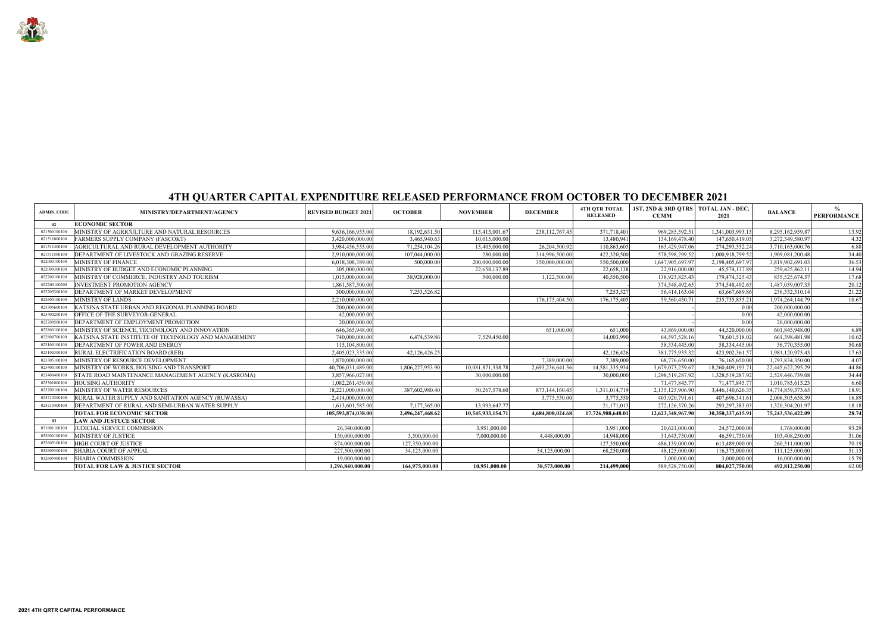# 4TH QUARTER CAPITAL EXPENDITURE RELEASED PERFORMANCE FROM OCTOBER TO DECEMBER 2021

| ADMIN. CODE | MINISTRY/DEPARTMENT/AGENCY | REVISED BUDGET 2021 | OCTOBER | NOVEMBER | DECEMBER | 4TH QTR TOTAL RELEASED | 1ST, 2ND & 3RD QTRS CUMM | TOTAL JAN - DEC. 2021 | BALANCE | % PERFORMANCE |
|---|---|---|---|---|---|---|---|---|---|---|
| 02 | **ECONOMIC SECTOR** | | | | | | | | | |
| 021500100100 | MINISTRY OF AGRICULTURE AND NATURAL RESOURCES | 9,636,166,953.00 | 18,192,631.50 | 115,413,001.67 | 238,112,767.45 | 371,718,401 | 969,285,592.51 | 1,341,003,993.13 | 8,295,162,959.87 | 13.92 |
| 021511000100 | FARMERS SUPPLY COMPANY (FASCOKT) | 3,420,000,000.00 | 3,465,940.63 | 10,015,000.00 | | 13,480,941 | 134,169,478.40 | 147,650,419.03 | 3,272,349,580.97 | 4.32 |
| 021511400100 | AGRICULTURAL AND RURAL DEVELOPMENT AUTHORITY | 3,984,456,553.00 | 71,254,104.26 | 13,405,000.00 | 26,204,500.92 | 110,863,605 | 163,429,947.06 | 274,293,552.24 | 3,710,163,000.76 | 6.88 |
| 021511500100 | DEPARTMENT OF LIVESTOCK AND GRAZING RESERVE | 2,910,000,000.00 | 107,044,000.00 | 280,000.00 | 314,996,500.00 | 422,320,500 | 578,598,299.52 | 1,000,918,799.52 | 1,909,081,200.48 | 34.40 |
| 022000100100 | MINISTRY OF FINANCE | 6,018,308,389.00 | 500,000.00 | 200,000,000.00 | 350,000,000.00 | 550,500,000 | 1,647,905,697.97 | 2,198,405,697.97 | 3,819,902,691.03 | 36.53 |
| 022000300100 | MINISTRY OF BUDGET AND ECONOMIC PLANNING | 305,000,000.00 | | 22,658,137.89 | | 22,658,138 | 22,916,000.00 | 45,574,137.89 | 259,425,862.11 | 14.94 |
| 022200100100 | MINISTRY OF COMMERCE, INDUSTRY AND TOURISM | 1,015,000,000.00 | 38,928,000.00 | 500,000.00 | 1,122,500.00 | 40,550,500 | 138,923,825.43 | 179,474,325.43 | 835,525,674.57 | 17.68 |
| 022200100200 | INVESTMENT PROMOTION AGENCY | 1,861,587,500.00 | | | | - | 374,548,492.65 | 374,548,492.65 | 1,487,039,007.35 | 20.12 |
| 022205300100 | DEPARTMENT OF MARKET DEVELOPMENT | 300,000,000.00 | 7,253,526.82 | | | 7,253,527 | 56,414,163.04 | 63,667,689.86 | 236,332,310.14 | 21.22 |
| 022600100100 | MINISTRY OF LANDS | 2,210,000,000.00 | | | 176,175,404.50 | 176,175,405 | 59,560,450.71 | 235,735,855.21 | 1,974,264,144.79 | 10.67 |
| 025305600100 | KATSINA STATE URBAN AND REGIONAL PLANNING BOARD | 200,000,000.00 | | | | - | - | 0.00 | 200,000,000.00 | - |
| 023400200100 | OFFICE OF THE SURVEYOR-GENERAL | 42,000,000.00 | | | | - | - | 0.00 | 42,000,000.00 | - |
| 022700500100 | DEPARTMENT OF EMPLOYMENT PROMOTION | 20,000,000.00 | | | | - | - | 0.00 | 20,000,000.00 | - |
| 022800100100 | MINISTRY OF SCIENCE, TECHNOLOGY AND INNOVATION | 646,365,948.00 | | | 651,000.00 | 651,000 | 43,869,000.00 | 44,520,000.00 | 601,845,948.00 | 6.89 |
| 022800700100 | KATSINA STATE INSTITUTE OF TECHNOLOGY AND MANAGEMENT | 740,000,000.00 | 6,474,539.86 | 7,529,450.00 | | 14,003,990 | 64,597,528.16 | 78,601,518.02 | 661,398,481.98 | 10.62 |
| 023100100100 | DEPARTMENT OF POWER AND ENERGY | 115,104,800.00 | | | | - | 58,334,445.00 | 58,334,445.00 | 56,770,355.00 | 50.68 |
| 023100300100 | RURAL ELECTRIFICATION BOARD (REB) | 2,405,023,335.00 | 42,126,426.25 | | | 42,126,426 | 381,775,935.32 | 423,902,361.57 | 1,981,120,973.43 | 17.63 |
| 023305100100 | MINISTRY OF RESOURCE DEVELOPMENT | 1,870,000,000.00 | | | 7,389,000.00 | 7,389,000 | 68,776,650.00 | 76,165,650.00 | 1,793,834,350.00 | 4.07 |
| 023400100100 | MINISTRY OF WORKS, HOUSING AND TRANSPORT | 40,706,031,489.00 | 1,806,227,953.90 | 10,081,871,338.78 | 2,693,236,641.36 | 14,581,335,934 | 3,679,073,259.67 | 18,260,409,193.71 | 22,445,622,295.29 | 44.86 |
| 023400400100 | STATE ROAD MAINTENANCE MANAGEMENT AGENCY (KASROMA) | 3,857,966,027.00 | | 30,000,000.00 | | 30,000,000 | 1,298,519,287.92 | 1,328,519,287.92 | 2,529,446,739.08 | 34.44 |
| 025301000100 | HOUSING AUTHORITY | 1,082,261,459.00 | | | | - | 71,477,845.77 | 71,477,845.77 | 1,010,783,613.23 | 6.60 |
| 025200100100 | MINISTRY OF WATER RESOURCES | 18,221,000,000.00 | 387,602,980.40 | 50,267,578.60 | 873,144,160.45 | 1,311,014,719 | 2,135,125,906.90 | 3,446,140,626.35 | 14,774,859,373.65 | 18.91 |
| 025210300100 | RURAL WATER SUPPLY AND SANITATION AGENCY (RUWASSA) | 2,414,000,000.00 | | | 3,775,550.00 | 3,775,550 | 403,920,791.61 | 407,696,341.61 | 2,006,303,658.39 | 16.89 |
| 025210400100 | DEPARTMENT OF RURAL AND SEMI-URBAN WATER SUPPLY | 1,613,601,585.00 | 7,177,365.00 | 13,993,647.77 | | 21,171,013 | 272,126,370.26 | 293,297,383.03 | 1,320,304,201.97 | 18.18 |
| | **TOTAL FOR ECONOMIC SECTOR** | **105,593,874,038.00** | **2,496,247,468.62** | **10,545,933,154.71** | **4,684,808,024.68** | **17,726,988,648.01** | **12,623,348,967.90** | **30,350,337,615.91** | **75,243,536,422.09** | **28.74** |
| 03 | **LAW AND JUSTUCE SECTOR** | | | | | | | | | |
| 031801100100 | JUDICIAL SERVICE COMMISSION | 26,340,000.00 | | 3,951,000.00 | | 3,951,000 | 20,621,000.00 | 24,572,000.00 | 1,768,000.00 | 93.29 |
| 032600100100 | MINISTRY OF JUSTICE | 150,000,000.00 | 3,500,000.00 | 7,000,000.00 | 4,448,000.00 | 14,948,000 | 31,643,750.00 | 46,591,750.00 | 103,408,250.00 | 31.06 |
| 032605100100 | HIGH COURT OF JUSTICE | 874,000,000.00 | 127,350,000.00 | | | 127,350,000 | 486,139,000.00 | 613,489,000.00 | 260,511,000.00 | 70.19 |
| 032605300100 | SHARIA COURT OF APPEAL | 227,500,000.00 | 34,125,000.00 | | 34,125,000.00 | 68,250,000 | 48,125,000.00 | 116,375,000.00 | 111,125,000.00 | 51.15 |
| 032605400100 | SHARIA COMMISSION | 19,000,000.00 | | | | - | 3,000,000.00 | 3,000,000.00 | 16,000,000.00 | 15.79 |
| | **TOTAL FOR LAW & JUSTICE SECTOR** | **1,296,840,000.00** | **164,975,000.00** | **10,951,000.00** | **38,573,000.00** | **214,499,000** | **589,528,750.00** | **804,027,750.00** | **492,812,250.00** | **62.00** |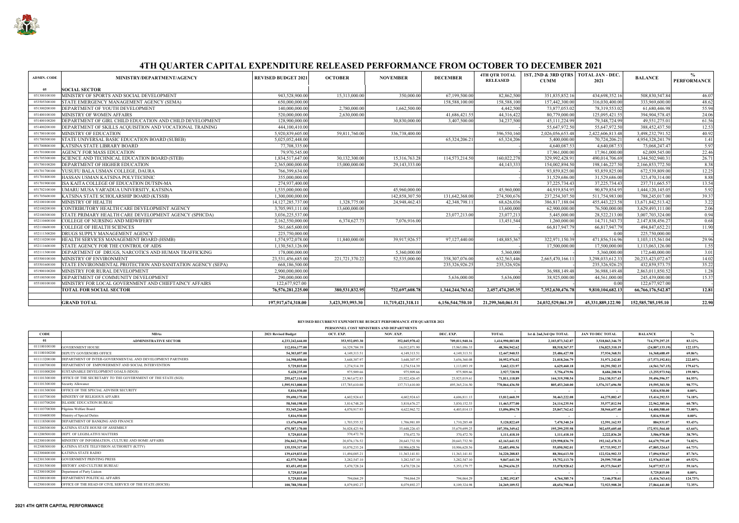# 4TH QUARTER CAPITAL EXPENDITURE RELEASED PERFORMANCE FROM OCTOBER TO DECEMBER 2021

| ADMIN. CODE | MINISTRY/DEPARTMENT/AGENCY | REVISED BUDGET 2021 | OCTOBER | NOVEMBER | DECEMBER | 4TH QTR TOTAL RELEASED | 1ST, 2ND & 3RD QTRS CUMM | TOTAL JAN - DEC. 2021 | BALANCE | % PERFORMANCE |
|---|---|---|---|---|---|---|---|---|---|---|
| 05 | **SOCIAL SECTOR** | | | | | | | | | |
| 051300100100 | MINISTRY OF SPORTS AND SOCIAL DEVELOPMENT | 943,528,900.00 | 15,313,000.00 | 350,000.00 | 67,199,500.00 | 82,862,500 | 351,835,852.16 | 434,698,352.16 | 508,830,547.84 | 46.07 |
| 053505300100 | STATE EMERGENCY MANAGEMENT AGENCY (SEMA) | 650,000,000.00 | | | 158,588,100.00 | 158,588,100 | 157,442,300.00 | 316,030,400.00 | 333,969,600.00 | 48.62 |
| 051300200100 | DEPARTMENT OF YOUTH DEVELOPMENT | 140,000,000.00 | 2,780,000.00 | 1,662,500.00 | | 4,442,500 | 73,877,053.02 | 78,319,553.02 | 61,680,446.98 | 55.94 |
| 051400100100 | MINISTRY OF WOMEN AFFAIRS | 520,000,000.00 | 2,630,000.00 | | 41,686,421.55 | 44,316,422 | 80,779,000.00 | 125,095,421.55 | 394,904,578.45 | 24.06 |
| 051400100200 | DEPARTMENT OF GIRL CHILD EDUCATION AND CHILD DEVELOPMENT | 128,900,000.00 | | 30,830,000.00 | 3,407,500.00 | 34,237,500 | 45,111,224.99 | 79,348,724.99 | 49,551,275.01 | 61.56 |
| 051400200100 | DEPARTMENT OF SKILLS ACQUISITION AND VOCATIONAL TRAINING | 444,100,410.00 | | | | - | 55,647,972.50 | 55,647,972.50 | 388,452,437.50 | 12.53 |
| 051700100100 | MINISTRY OF EDUCATION | 5,920,839,605.00 | 59,811,760.00 | 336,738,400.00 | | 396,550,160 | 2,026,056,653.48 | 2,422,606,813.48 | 3,498,232,791.52 | 40.92 |
| 051700300100 | STATE UNIVERSAL BASIC EDUCATION BOARD (SUBEB) | 5,025,052,448.00 | | | 65,324,206.21 | 65,324,206 | 5,400,000.00 | 70,724,206.21 | 4,954,328,241.79 | 1.41 |
| 051700800100 | KATSINA STATE LIBRARY BOARD | 77,708,335.00 | | | | - | 4,640,087.53 | 4,640,087.53 | 73,068,247.47 | 5.97 |
| 051701000100 | AGENCY FOR MASS EDUCATION | 79,970,545.00 | | | | - | 17,961,000.00 | 17,961,000.00 | 62,009,545.00 | 22.46 |
| 051705300100 | SCIENCE AND TECHNICAL EDUCATION BOARD (STEB) | 1,834,517,647.00 | 30,132,300.00 | 15,316,763.28 | 114,573,214.50 | 160,022,278 | 329,992,428.91 | 490,014,706.69 | 1,344,502,940.31 | 26.71 |
| 051700100200 | DEPARTMENT OF HIGHER EDUCATION | 2,365,000,000.00 | 15,000,000.00 | 29,143,333.00 | | 44,143,333 | 154,002,894.50 | 198,146,227.50 | 2,166,853,772.50 | 8.38 |
| 051701700100 | YUSUFU BALA USMAN COLLEGE, DAURA | 766,399,634.00 | | | | - | 93,859,825.00 | 93,859,825.00 | 672,539,809.00 | 12.25 |
| 051701800100 | HASSAN USMAN KATSINA POLYTECHNIC | 355,000,000.00 | | | | - | 31,529,686.00 | 31,529,686.00 | 323,470,314.00 | 8.88 |
| 051701900100 | ISA KAITA COLLEGE OF EDUCATION DUTSIN-MA | 274,937,400.00 | | | | - | 37,225,734.43 | 37,225,734.43 | 237,711,665.57 | 13.54 |
| 051702100100 | UMARU MUSA YAR'ADUA UNIVERSITY, KATSINA | 1,535,000,000.00 | | 45,960,000.00 | | 45,960,000 | 44,919,854.95 | 90,879,854.95 | 1,444,120,145.05 | 5.92 |
| 051705600100 | KATSINA STATE SCHOLARSHIP BOARD (KTSSB) | 1,300,000,000.00 | | 142,858,307.50 | 131,642,368.00 | 274,500,676 | 237,254,307.50 | 511,754,983.00 | 788,245,017.00 | 39.37 |
| 052100100100 | MINISTRY OF HEALTH | 14,127,285,737.00 | 1,328,775.00 | 24,948,462.43 | 42,348,798.11 | 68,626,036 | 386,817,188.04 | 455,443,223.58 | 13,671,842,513.42 | 3.22 |
| 052100200100 | CONTRIBUTORY HEALTH CARE DEVELOPMENT AGENCY | 3,705,993,111.00 | 13,600,000.00 | | | 13,600,000 | 62,900,000.00 | 76,500,000.00 | 3,629,493,111.00 | 2.06 |
| 052100300100 | STATE PRIMARY HEALTH CARE DEVELOPMENT AGENCY (SPHCDA) | 3,036,225,537.00 | | | 23,077,213.00 | 23,077,213 | 5,445,000.00 | 28,522,213.00 | 3,007,703,324.00 | 0.94 |
| 052110400100 | COLLEGE OF NURSING AND MIDWIFERY | 2,162,550,000.00 | 6,374,627.73 | 7,076,916.00 | | 13,451,544 | 1,260,000.00 | 14,711,543.73 | 2,147,838,456.27 | 0.68 |
| 052110600100 | COLLEGE OF HEALTH SCIENCES | 561,665,600.00 | | | | - | 66,817,947.79 | 66,817,947.79 | 494,847,652.21 | 11.90 |
| 052111300200 | DRUGS SUPPLY MANAGEMENT AGENCY | 225,750,000.00 | | | | - | - | 0.00 | 225,750,000.00 | - |
| 052110200100 | HEALTH SERVICES MANAGEMENT BOARD (HSMB) | 1,574,972,078.00 | 11,840,000.00 | 39,917,926.57 | 97,127,440.00 | 148,885,367 | 322,971,150.39 | 471,856,516.96 | 1,103,115,561.04 | 29.96 |
| 052111600100 | STATE AGENCY FOR THE CONTROL OF AIDS | 1,130,563,126.00 | | | | - | 17,500,000.00 | 17,500,000.00 | 1,113,063,126.00 | 1.55 |
| 052111300100 | DEPARTMENT OF DRUGS, NARCOTICS AND HUMAN TRAFFICKING | 178,000,000.00 | | 5,360,000.00 | | 5,360,000 | - | 5,360,000.00 | 172,640,000.00 | 3.01 |
| 053500100100 | MINISTRY OF ENVIRONMENT | 23,531,456,685.00 | 221,721,370.22 | 52,535,000.00 | 358,307,076.00 | 632,563,446 | 2,665,470,166.11 | 3,298,033,612.33 | 20,233,423,072.67 | 14.02 |
| 053501600100 | STATE ENVIRONMENTAL PROTECTION AND SANITATION AGENCY (SEPA) | 668,186,500.00 | | | 235,326,926.25 | 235,326,926 | - | 235,326,926.25 | 432,859,573.75 | 35.22 |
| 051900100200 | MINISTRY FOR RURAL DEVELOPMENT | 2,900,000,000.00 | | | | - | 36,988,149.48 | 36,988,149.48 | 2,863,011,850.52 | 1.28 |
| 055100300100 | DEPARTMENT OF COMMUNITY DEVELOPMENT | 290,000,000.00 | | | 5,636,000.00 | 5,636,000 | 38,925,000.00 | 44,561,000.00 | 245,439,000.00 | 15.37 |
| 055100100100 | MINISTRY FOR LOCAL GOVERNMENT AND CHIEFTAINCY AFFAIRS | 122,677,927.00 | | | | - | | 0.00 | 122,677,927.00 | - |
| | **TOTAL FOR SOCIAL SECTOR** | **76,576,281,225.00** | **380,531,832.95** | **732,697,608.78** | **1,344,244,763.62** | **2,457,474,205.35** | **7,352,630,476.78** | **9,810,104,682.13** | **66,766,176,542.87** | **12.81** |
| | | | | | | | | | | |
| | **GRAND TOTAL** | **197,917,674,318.00** | **3,423,393,993.30** | **11,719,421,318.11** | **6,156,544,750.10** | **21,299,360,061.51** | **24,032,529,061.39** | **45,331,889,122.90** | **152,585,785,195.10** | **22.90** |

#### REVISED RECURRENT EXPENDITURE BUDGET PERFORMANCE 4TH QUARTER 2021

#### PERSONNEL COST MINISTRIES AND DEPARTMENTS

| CODE | MDAs | 2021 Revised Budget | OCT. EXP. | NOV. EXP. | DEC. EXP. | TOTAL | 1st & 2nd,3rd Qtr TOTAL | JAN TO DEC TOTAL | BALANCE | % |
|---|---|---|---|---|---|---|---|---|---|---|
| **01** | **ADMINISTRATIVE SECTOR** | **4,233,242,644.00** | **353,932,093.30** | **352,045,970.42** | **709,011,940.16** | **1,414,990,003.88** | **2,103,873,342.87** | **3,518,863,346.75** | **714,379,297.25** | **83.12%** |
| 011100100100 | GOVERNMENT HOUSE | 112,016,177.00 | 16,329,784.39 | 16,012,071.90 | 15,963,086.33 | 48,304,942.62 | 88,518,367.57 | 136,823,310.19 | (24,807,133.19) | 122.15% |
| 011100100200 | DEPUTY GOVERNORS OFFICE | 54,303,057.00 | 4,149,313.51 | 4,149,313.51 | 4,149,313.51 | 12,447,940.53 | 25,486,427.98 | 37,934,368.51 | 16,368,688.49 | 69.86% |
| 011113200100 | DEPARTMENT OF INTER-GOVERNMENTAL AND DEVELOPMENT PARTNERS | 14,398,050.00 | 3,648,307.97 | 3,648,307.97 | 3,656,360.08 | 10,952,976.02 | 21,018,266.79 | 31,971,242.81 | (17,573,192.81) | 222.05% |
| 011100700100 | DEPARTMENT OF EMPOWERMENT AND SOCIAL INTERVENTION | 5,729,815.00 | 1,274,514.39 | 1,274,514.39 | 1,113,093.19 | 3,662,121.97 | 6,629,460.18 | 10,291,582.15 | (4,561,767.15) | 179.61% |
| 011101000100 | SUSTAINABLE DEVELOPMENT GOALS (SDGS) | 5,428,235.00 | 975,909.66 | 975,909.66 | 975,909.66 | 2,927,728.98 | 5,756,479.96 | 8,684,208.94 | (3,255,973.94) | 159.98% |
| 011101300100 | OFFICE OF THE SECRETARY TO THE GOVERNMENT OF THE STATE (SGS) | 255,627,114.00 | 23,963,672.83 | 23,922,426.45 | 23,925,019.61 | 71,811,118.89 | 144,319,398.54 | 216,130,517.43 | 39,496,596.57 | 84.55% |
| 011101300200 | Security Allowance | 1,595,913,000.00 | 137,785,610.00 | 137,713,610.00 | 495,365,216.50 | 770,864,436.50 | 805,453,260.00 | 1,576,317,696.50 | 19,595,303.50 | 98.77% |
| 011101300300 | OFFICE OF THE SPECIAL ADVISER SECURITY | 5,816,930.00 | | | | - | - | - | 5,816,930.00 | 0.00% |
| 011103700100 | MINISTRY OF RELIGIOUS AFFAIRS | 59,690,175.00 | 4,602,924.63 | 4,602,924.63 | 4,606,811.13 | 13,812,660.39 | 30,463,222.08 | 44,275,882.47 | 15,414,292.53 | 74.18% |
| 011103700200 | ISLAMIC EDUCATION BUREAU | 58,540,198.00 | 3,814,748.20 | 3,818,676.27 | 3,830,152.53 | 11,463,577.00 | 24,114,235.94 | 35,577,812.94 | 22,962,385.06 | 60.78% |
| 011103700300 | Pilgrims Welfare Board | 53,345,246.00 | 4,070,917.93 | 4,622,962.72 | 4,403,014.13 | 13,096,894.78 | 25,847,762.62 | 38,944,657.40 | 14,400,588.60 | 73.00% |
| 011104400100 | Ministry of Special Duties | 5,816,930.00 | | | | - | - | - | 5,816,930.00 | 0.00% |
| 011118300100 | DEPARTMENT OF BANKING AND FINANCE | 13,476,094.00 | 1,703,555.32 | 1,706,981.89 | 1,710,285.48 | 5,120,822.69 | 7,470,340.24 | 12,591,162.93 | 884,931.07 | 93.43% |
| 011200300100 | KATSINA STATE HOUSE OF ASSEMBLY | 475,587,170.00 | 36,028,423.94 | 35,648,226.43 | 35,679,699.25 | 107,356,349.62 | 195,299,255.98 | 302,655,605.60 | 172,931,564.40 | 63.64% |
| 011200500100 | DEPT. OF LEGISLATIVE MATTERS | 5,729,815.00 | 370,472.70 | 370,472.70 | 370,472.70 | 1,111,418.10 | 1,111,418.10 | 2,222,836.20 | 3,506,978.80 | 38.79% |
| 012300100100 | MINISTRY OF INFORMATION, CULTURE AND HOME AFFAIRS | 256,842,270.00 | 20,876,176.52 | 20,643,732.50 | 20,643,732.50 | 62,163,641.52 | 129,998,836.79 | 192,162,478.31 | 64,679,791.69 | 74.82% |
| 012300300100 | KATSINA STATE TELEVISION AUTHORITY (KTTV) | 135,539,317.00 | 10,870,233.24 | 10,906,628.56 | 10,906,628.56 | 32,683,490.36 | 55,050,502.01 | 87,733,992.37 | 47,805,324.63 | 64.73% |
| 012300400100 | KATSINA STATE RADIO | 139,619,833.00 | 11,494,005.21 | 11,363,141.81 | 11,363,141.81 | 34,220,288.83 | 88,304,613.50 | 122,524,902.33 | 17,094,930.67 | 87.76% |
| 012301300100 | GOVERNMENT PRINTING PRESS | 42,575,768.00 | 3,282,547.10 | 3,282,547.10 | 3,282,547.10 | 9,847,641.30 | 19,752,113.70 | 29,599,755.00 | 12,976,013.00 | 69.52% |
| 012301500100 | HISTORY AND CULTURE BUREAU | 83,451,492.00 | 5,470,728.24 | 5,470,728.24 | 5,353,179.77 | 16,294,636.25 | 33,078,928.62 | 49,373,564.87 | 34,077,927.13 | 59.16% |
| 012300100200 | Department of Party Liaison | 5,729,815.00 | | | | - | - | - | 5,729,815.00 | 0.00% |
| 012300100100 | DEPARTMENT POLITICAL AFFAIRS | 5,729,815.00 | 794,064.29 | 794,064.29 | 794,064.29 | 2,382,192.87 | 4,764,385.74 | 7,146,578.61 | (1,416,763.61) | 124.73% |
| 012500100100 | OFFICE OF THE HEAD OF CIVIL SERVICE OF THE STATE (HOCSS) | 100,788,350.00 | 8,079,892.27 | 8,079,892.27 | 8,109,324.98 | 24,269,109.52 | 48,654,798.68 | 72,923,908.20 | 27,864,441.80 | 72.35% |

2021 4TH QRTR CAPITAL PERFORMANCE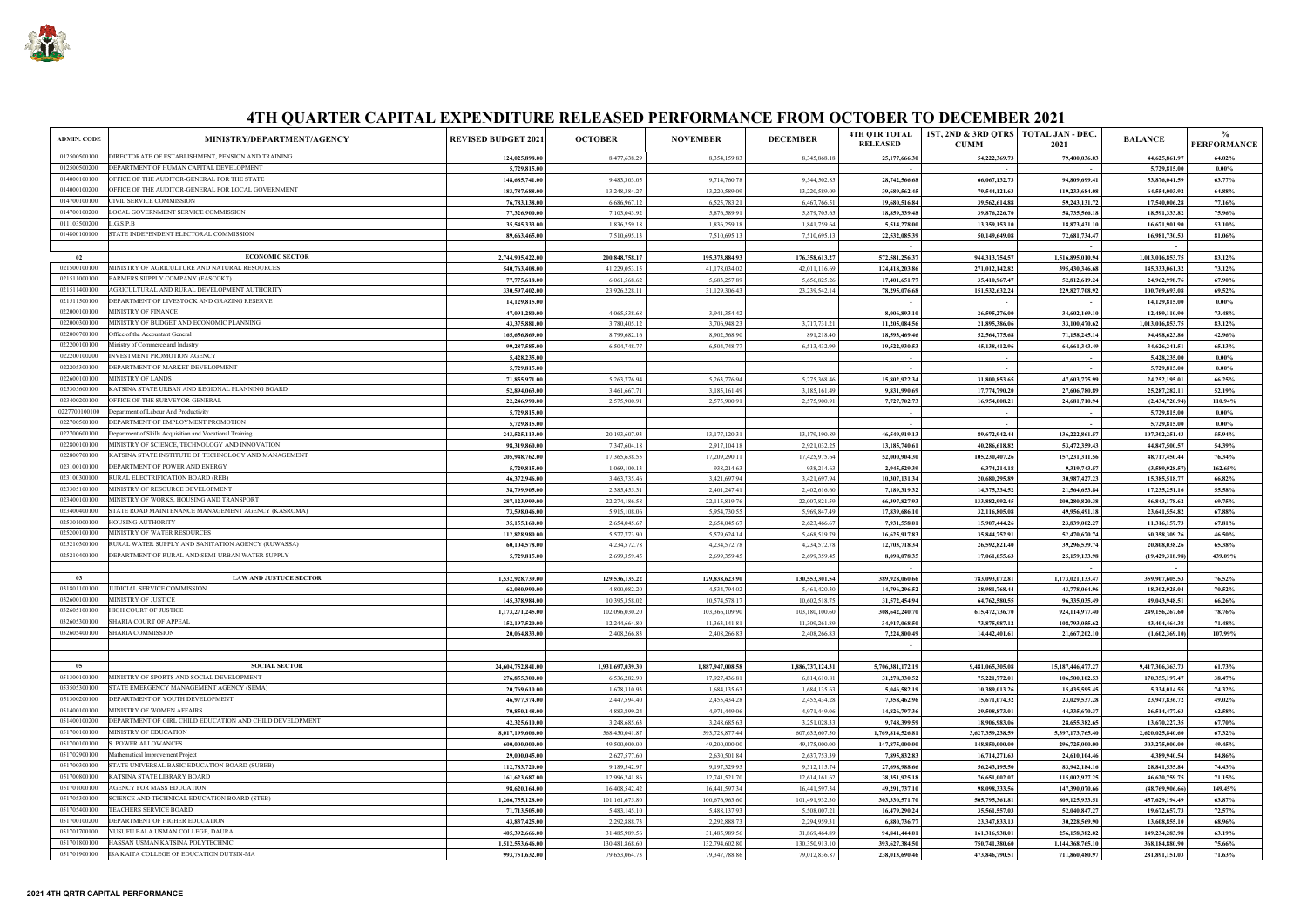# 4TH QUARTER CAPITAL EXPENDITURE RELEASED PERFORMANCE FROM OCTOBER TO DECEMBER 2021

| ADMIN. CODE | MINISTRY/DEPARTMENT/AGENCY | REVISED BUDGET 2021 | OCTOBER | NOVEMBER | DECEMBER | 4TH QTR TOTAL RELEASED | 1ST, 2ND & 3RD QTRS CUMM | TOTAL JAN - DEC. 2021 | BALANCE | % PERFORMANCE |
|---|---|---|---|---|---|---|---|---|---|---|
| 012500500100 | DIRECTORATE OF ESTABLISHMENT, PENSION AND TRAINING | 124,025,898.00 | 8,477,638.29 | 8,354,159.83 | 8,345,868.18 | 25,177,666.30 | 54,222,369.73 | 79,400,036.03 | 44,625,861.97 | 64.02% |
| 012500500200 | DEPARTMENT OF HUMAN CAPITAL DEVELOPMENT | 5,729,815.00 | | | | - | - | - | 5,729,815.00 | 0.00% |
| 014000100100 | OFFICE OF THE AUDITOR-GENERAL FOR THE STATE | 148,685,741.00 | 9,483,303.05 | 9,714,760.78 | 9,544,502.85 | 28,742,566.68 | 66,067,132.73 | 94,809,699.41 | 53,876,041.59 | 63.77% |
| 014000100200 | OFFICE OF THE AUDITOR-GENERAL FOR LOCAL GOVERNMENT | 183,787,688.00 | 13,248,384.27 | 13,220,589.09 | 13,220,589.09 | 39,689,562.45 | 79,544,121.63 | 119,233,684.08 | 64,554,003.92 | 64.88% |
| 014700100100 | CIVIL SERVICE COMMISSION | 76,783,138.00 | 6,686,967.12 | 6,525,783.21 | 6,467,766.51 | 19,680,516.84 | 39,562,614.88 | 59,243,131.72 | 17,540,006.28 | 77.16% |
| 014700100200 | LOCAL GOVERNMENT SERVICE COMMISSION | 77,326,900.00 | 7,103,043.92 | 5,876,589.91 | 5,879,705.65 | 18,859,339.48 | 39,876,226.70 | 58,735,566.18 | 18,591,333.82 | 75.96% |
| 011103500200 | L.G.S.P.B | 35,545,333.00 | 1,836,259.18 | 1,836,259.18 | 1,841,759.64 | 5,514,278.00 | 13,359,153.10 | 18,873,431.10 | 16,671,901.90 | 53.10% |
| 014800100100 | STATE INDEPENDENT ELECTORAL COMMISSION | 89,663,465.00 | 7,510,695.13 | 7,510,695.13 | 7,510,695.13 | 22,532,085.39 | 50,149,649.08 | 72,681,734.47 | 16,981,730.53 | 81.06% |
| | | | | | | - | - | - | - | |
| 02 | **ECONOMIC SECTOR** | 2,744,905,422.00 | 200,848,758.17 | 195,373,884.93 | 176,358,613.27 | 572,581,256.37 | 944,313,754.57 | 1,516,895,010.94 | 1,013,016,853.75 | 83.12% |
| 021500100100 | MINISTRY OF AGRICULTURE AND NATURAL RESOURCES | 540,763,408.00 | 41,229,053.15 | 41,178,034.02 | 42,011,116.69 | 124,418,203.86 | 271,012,142.82 | 395,430,346.68 | 145,333,061.32 | 73.12% |
| 021511000100 | FARMERS SUPPLY COMPANY (FASCOKT) | 77,775,618.00 | 6,061,568.62 | 5,683,257.89 | 5,656,825.26 | 17,401,651.77 | 35,410,967.47 | 52,812,619.24 | 24,962,998.76 | 67.90% |
| 021511400100 | AGRICULTURAL AND RURAL DEVELOPMENT AUTHORITY | 330,597,402.00 | 23,926,228.11 | 31,129,306.43 | 23,239,542.14 | 78,295,076.68 | 151,532,632.24 | 229,827,708.92 | 100,769,693.08 | 69.52% |
| 021511500100 | DEPARTMENT OF LIVESTOCK AND GRAZING RESERVE | 14,129,815.00 | | | | - | - | - | 14,129,815.00 | 0.00% |
| 022000100100 | MINISTRY OF FINANCE | 47,091,280.00 | 4,065,538.68 | 3,941,354.42 | | 8,006,893.10 | 26,595,276.00 | 34,602,169.10 | 12,489,110.90 | 73.48% |
| 022000300100 | MINISTRY OF BUDGET AND ECONOMIC PLANNING | 43,375,881.00 | 3,780,405.12 | 3,706,948.23 | 3,717,731.21 | 11,205,084.56 | 21,895,386.06 | 33,100,470.62 | 1,013,016,853.75 | 83.12% |
| 022000700100 | Office of the Accountant General | 165,656,869.00 | 8,799,682.16 | 8,902,568.90 | 891,218.40 | 18,593,469.46 | 52,564,775.68 | 71,158,245.14 | 94,498,623.86 | 42.96% |
| 022200100100 | Ministry of Commerce and Industry | 99,287,585.00 | 6,504,748.77 | 6,504,748.77 | 6,513,432.99 | 19,522,930.53 | 45,138,412.96 | 64,661,343.49 | 34,626,241.51 | 65.13% |
| 022200100200 | INVESTMENT PROMOTION AGENCY | 5,428,235.00 | | | | - | - | - | 5,428,235.00 | 0.00% |
| 022205300100 | DEPARTMENT OF MARKET DEVELOPMENT | 5,729,815.00 | | | | - | - | - | 5,729,815.00 | 0.00% |
| 022600100100 | MINISTRY OF LANDS | 71,855,971.00 | 5,263,776.94 | 5,263,776.94 | 5,275,368.46 | 15,802,922.34 | 31,800,853.65 | 47,603,775.99 | 24,252,195.01 | 66.25% |
| 025305600100 | KATSINA STATE URBAN AND REGIONAL PLANNING BOARD | 52,894,063.00 | 3,461,667.71 | 3,185,161.49 | 3,185,161.49 | 9,831,990.69 | 17,774,790.20 | 27,606,780.89 | 25,287,282.11 | 52.19% |
| 023400200100 | OFFICE OF THE SURVEYOR-GENERAL | 22,246,990.00 | 2,575,900.91 | 2,575,900.91 | 2,575,900.91 | 7,727,702.73 | 16,954,008.21 | 24,681,710.94 | (2,434,720.94) | 110.94% |
| 0227700100100 | Department of Labour And Productivity | 5,729,815.00 | | | | - | - | - | 5,729,815.00 | 0.00% |
| 022700500100 | DEPARTMENT OF EMPLOYMENT PROMOTION | 5,729,815.00 | | | | - | - | - | 5,729,815.00 | 0.00% |
| 022700600100 | Department of Skills Acquisition and Vocational Training | 243,525,113.00 | 20,193,607.93 | 13,177,120.31 | 13,179,190.89 | 46,549,919.13 | 89,672,942.44 | 136,222,861.57 | 107,302,251.43 | 55.94% |
| 022800100100 | MINISTRY OF SCIENCE, TECHNOLOGY AND INNOVATION | 98,319,860.00 | 7,347,604.18 | 2,917,104.18 | 2,921,032.25 | 13,185,740.61 | 40,286,618.82 | 53,472,359.43 | 44,847,500.57 | 54.39% |
| 022800700100 | KATSINA STATE INSTITUTE OF TECHNOLOGY AND MANAGEMENT | 205,948,762.00 | 17,365,638.55 | 17,209,290.11 | 17,425,975.64 | 52,000,904.30 | 105,230,407.26 | 157,231,311.56 | 48,717,450.44 | 76.34% |
| 023100100100 | DEPARTMENT OF POWER AND ENERGY | 5,729,815.00 | 1,069,100.13 | 938,214.63 | 938,214.63 | 2,945,529.39 | 6,374,214.18 | 9,319,743.57 | (3,589,928.57) | 162.65% |
| 023100300100 | RURAL ELECTRIFICATION BOARD (REB) | 46,372,946.00 | 3,463,735.46 | 3,421,697.94 | 3,421,697.94 | 10,307,131.34 | 20,680,295.89 | 30,987,427.23 | 15,385,518.77 | 66.82% |
| 023305100100 | MINISTRY OF RESOURCE DEVELOPMENT | 38,799,905.00 | 2,385,455.31 | 2,401,247.41 | 2,402,616.60 | 7,189,319.32 | 14,375,334.52 | 21,564,653.84 | 17,235,251.16 | 55.58% |
| 023400100100 | MINISTRY OF WORKS, HOUSING AND TRANSPORT | 287,123,999.00 | 22,274,186.58 | 22,115,819.76 | 22,007,821.59 | 66,397,827.93 | 133,882,992.45 | 200,280,820.38 | 86,843,178.62 | 69.75% |
| 023400400100 | STATE ROAD MAINTENANCE MANAGEMENT AGENCY (KASROMA) | 73,598,046.00 | 5,915,108.06 | 5,954,730.55 | 5,969,847.49 | 17,839,686.10 | 32,116,805.08 | 49,956,491.18 | 23,641,554.82 | 67.88% |
| 025301000100 | HOUSING AUTHORITY | 35,155,160.00 | 2,654,045.67 | 2,654,045.67 | 2,623,466.67 | 7,931,558.01 | 15,907,444.26 | 23,839,002.27 | 11,316,157.73 | 67.81% |
| 025200100100 | MINISTRY OF WATER RESOURCES | 112,828,980.00 | 5,577,773.90 | 5,579,624.14 | 5,468,519.79 | 16,625,917.83 | 35,844,752.91 | 52,470,670.74 | 60,358,309.26 | 46.50% |
| 025210300100 | RURAL WATER SUPPLY AND SANITATION AGENCY (RUWASSA) | 60,104,578.00 | 4,234,572.78 | 4,234,572.78 | 4,234,572.78 | 12,703,718.34 | 26,592,821.40 | 39,296,539.74 | 20,808,038.26 | 65.38% |
| 025210400100 | DEPARTMENT OF RURAL AND SEMI-URBAN WATER SUPPLY | 5,729,815.00 | 2,699,359.45 | 2,699,359.45 | 2,699,359.45 | 8,098,078.35 | 17,061,055.63 | 25,159,133.98 | (19,429,318.98) | 439.09% |
| | | | | | | - | - | - | - | |
| 03 | **LAW AND JUSTUCE SECTOR** | 1,532,928,739.00 | 129,536,135.22 | 129,838,623.90 | 130,553,301.54 | 389,928,060.66 | 783,093,072.81 | 1,173,021,133.47 | 359,907,605.53 | 76.52% |
| 031801100100 | JUDICIAL SERVICE COMMISSION | 62,080,990.00 | 4,800,082.20 | 4,534,794.02 | 5,461,420.30 | 14,796,296.52 | 28,981,768.44 | 43,778,064.96 | 18,302,925.04 | 70.52% |
| 032600100100 | MINISTRY OF JUSTICE | 145,378,984.00 | 10,395,358.02 | 10,574,578.17 | 10,602,518.75 | 31,572,454.94 | 64,762,580.55 | 96,335,035.49 | 49,043,948.51 | 66.26% |
| 032605100100 | HIGH COURT OF JUSTICE | 1,173,271,245.00 | 102,096,030.20 | 103,366,109.90 | 103,180,100.60 | 308,642,240.70 | 615,472,736.70 | 924,114,977.40 | 249,156,267.60 | 78.76% |
| 032605300100 | SHARIA COURT OF APPEAL | 152,197,520.00 | 12,244,664.80 | 11,363,141.81 | 11,309,261.89 | 34,917,068.50 | 73,875,987.12 | 108,793,055.62 | 43,404,464.38 | 71.48% |
| 032605400100 | SHARIA COMMISSION | 20,064,833.00 | 2,408,266.83 | 2,408,266.83 | 2,408,266.83 | 7,224,800.49 | 14,442,401.61 | 21,667,202.10 | (1,602,369.10) | 107.99% |
| | | | | | | - | | | | |
| 05 | **SOCIAL SECTOR** | 24,604,752,841.00 | 1,931,697,039.30 | 1,887,947,008.58 | 1,886,737,124.31 | 5,706,381,172.19 | 9,481,065,305.08 | 15,187,446,477.27 | 9,417,306,363.73 | 61.73% |
| 051300100100 | MINISTRY OF SPORTS AND SOCIAL DEVELOPMENT | 276,855,300.00 | 6,536,282.90 | 17,927,436.81 | 6,814,610.81 | 31,278,330.52 | 75,221,772.01 | 106,500,102.53 | 170,355,197.47 | 38.47% |
| 053505300100 | STATE EMERGENCY MANAGEMENT AGENCY (SEMA) | 20,769,610.00 | 1,678,310.93 | 1,684,135.63 | 1,684,135.63 | 5,046,582.19 | 10,389,013.26 | 15,435,595.45 | 5,334,014.55 | 74.32% |
| 051300200100 | DEPARTMENT OF YOUTH DEVELOPMENT | 46,977,374.00 | 2,447,594.40 | 2,455,434.28 | 2,455,434.28 | 7,358,462.96 | 15,671,074.32 | 23,029,537.28 | 23,947,836.72 | 49.02% |
| 051400100100 | MINISTRY OF WOMEN AFFAIRS | 70,850,148.00 | 4,883,899.24 | 4,971,449.06 | 4,971,449.06 | 14,826,797.36 | 29,508,873.01 | 44,335,670.37 | 26,514,477.63 | 62.58% |
| 051400100200 | DEPARTMENT OF GIRL CHILD EDUCATION AND CHILD DEVELOPMENT | 42,325,610.00 | 3,248,685.63 | 3,248,685.63 | 3,251,028.33 | 9,748,399.59 | 18,906,983.06 | 28,655,382.65 | 13,670,227.35 | 67.70% |
| 051700100100 | MINISTRY OF EDUCATION | 8,017,199,606.00 | 568,450,041.87 | 593,728,877.44 | 607,635,607.50 | 1,769,814,526.81 | 3,627,359,238.59 | 5,397,173,765.40 | 2,620,025,840.60 | 67.32% |
| 051700100100 | S. POWER ALLOWANCES | 600,000,000.00 | 49,500,000.00 | 49,200,000.00 | 49,175,000.00 | 147,875,000.00 | 148,850,000.00 | 296,725,000.00 | 303,275,000.00 | 49.45% |
| 051702900100 | Mathematical Improvement Project | 29,000,045.00 | 2,627,577.60 | 2,630,501.84 | 2,637,753.39 | 7,895,832.83 | 16,714,271.63 | 24,610,104.46 | 4,389,940.54 | 84.86% |
| 051700300100 | STATE UNIVERSAL BASIC EDUCATION BOARD (SUBEB) | 112,783,720.00 | 9,189,542.97 | 9,197,329.95 | 9,312,115.74 | 27,698,988.66 | 56,243,195.50 | 83,942,184.16 | 28,841,535.84 | 74.43% |
| 051700800100 | KATSINA STATE LIBRARY BOARD | 161,623,687.00 | 12,996,241.86 | 12,741,521.70 | 12,614,161.62 | 38,351,925.18 | 76,651,002.07 | 115,002,927.25 | 46,620,759.75 | 71.15% |
| 051701000100 | AGENCY FOR MASS EDUCATION | 98,620,164.00 | 16,408,542.42 | 16,441,597.34 | 16,441,597.34 | 49,291,737.10 | 98,098,333.56 | 147,390,070.66 | (48,769,906.66) | 149.45% |
| 051705300100 | SCIENCE AND TECHNICAL EDUCATION BOARD (STEB) | 1,266,755,128.00 | 101,161,675.80 | 100,676,963.60 | 101,491,932.30 | 303,330,571.70 | 505,795,361.81 | 809,125,933.51 | 457,629,194.49 | 63.87% |
| 051705400100 | TEACHERS SERVICE BOARD | 71,713,505.00 | 5,483,145.10 | 5,488,137.93 | 5,508,007.21 | 16,479,290.24 | 35,561,557.03 | 52,040,847.27 | 19,672,657.73 | 72.57% |
| 051700100200 | DEPARTMENT OF HIGHER EDUCATION | 43,837,425.00 | 2,292,888.73 | 2,292,888.73 | 2,294,959.31 | 6,880,736.77 | 23,347,833.13 | 30,228,569.90 | 13,608,855.10 | 68.96% |
| 051701700100 | YUSUFU BALA USMAN COLLEGE, DAURA | 405,392,666.00 | 31,485,989.56 | 31,485,989.56 | 31,869,464.89 | 94,841,444.01 | 161,316,938.01 | 256,158,382.02 | 149,234,283.98 | 63.19% |
| 051701800100 | HASSAN USMAN KATSINA POLYTECHNIC | 1,512,553,646.00 | 130,481,868.60 | 132,794,602.80 | 130,350,913.10 | 393,627,384.50 | 750,741,380.60 | 1,144,368,765.10 | 368,184,880.90 | 75.66% |
| 051701900100 | ISA KAITA COLLEGE OF EDUCATION DUTSIN-MA | 993,751,632.00 | 79,653,064.73 | 79,347,788.86 | 79,012,836.87 | 238,013,690.46 | 473,846,790.51 | 711,860,480.97 | 281,891,151.03 | 71.63% |

2021 4TH QRTR CAPITAL PERFORMANCE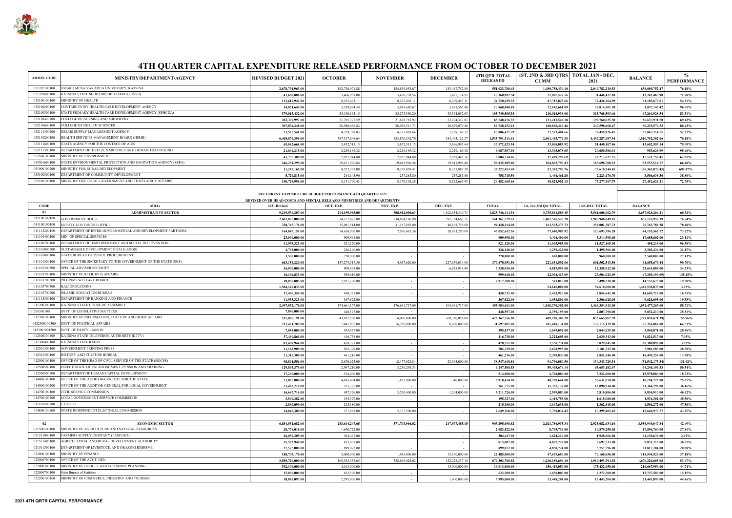# 4TH QUARTER CAPITAL EXPENDITURE RELEASED PERFORMANCE FROM OCTOBER TO DECEMBER 2021

| ADMIN. CODE | MINISTRY/DEPARTMENT/AGENCY | REVISED BUDGET 2021 | OCTOBER | NOVEMBER | DECEMBER | 4TH QTR TOTAL RELEASED | 1ST, 2ND & 3RD QTRS CUMM | TOTAL JAN - DEC. 2021 | BALANCE | % PERFORMANCE |
|---|---|---|---|---|---|---|---|---|---|---|
| 051702100100 | UMARU MUSA YAR'ADUA UNIVERSITY, KATSINA | 2,678,791,963.00 | 182,736,971.88 | 184,839,055.67 | 183,447,752.88 | 551,023,780.43 | 1,489,758,430.10 | 2,040,782,210.53 | 638,009,752.47 | 76.18% |
| 051705600100 | KATSINA STATE SCHOLARSHIP BOARD (KTSSB) | 43,688,886.00 | 3,466,939.08 | 3,468,778.54 | 3,425,174.92 | 10,360,892.54 | 21,085,529.56 | 31,446,422.10 | 12,242,463.90 | 71.98% |
| 052100100100 | MINISTRY OF HEALTH | 133,619,942.00 | 8,225,493.11 | 8,225,493.11 | 8,269,453.11 | 24,720,439.33 | 47,715,825.66 | 72,436,264.99 | 61,183,677.01 | 54.21% |
| 052100200100 | CONTRIBUTORY HEALTH CARE DEVELOPMENT AGENCY | 34,051,649.00 | 3,528,664.34 | 3,658,610.67 | 3,681,565.48 | 10,868,840.49 | 22,145,661.09 | 33,014,501.58 | 1,037,147.42 | 96.95% |
| 052100300100 | STATE PRIMARY HEALTH CARE DEVELOPMENT AGENCY (SPHCDA) | 379,013,432.00 | 35,130,163.15 | 35,275,350.20 | 35,344,052.03 | 105,749,565.38 | 210,018,938.08 | 315,768,503.46 | 67,264,928.54 | 83.31% |
| 052110400100 | COLLEGE OF NURSING AND MIDWIFERY | 283,397,997.00 | 21,705,377.59 | 21,638,785.92 | 22,204,312.81 | 65,548,476.32 | 131,211,549.18 | 196,760,025.50 | 86,637,971.50 | 69.43% |
| 052110600100 | COLLEGE OF HEALTH SCIENCES | 307,834,248.00 | 28,980,660.82 | 28,928,511.73 | 28,829,079.46 | 86,738,252.01 | 160,860,416.46 | 247,598,668.47 | 60,235,579.53 | 80.43% |
| 052111300200 | DRUGS SUPPLY MANAGEMENT AGENCY | 73,525,541.00 | 4,329,368.83 | 4,327,883.64 | 2,229,169.32 | 10,886,421.79 | 27,573,404.66 | 38,459,826.45 | 35,065,714.55 | 52.31% |
| 052110200100 | HEALTH SERVICES MANAGEMENT BOARD (HSMB) | 6,408,079,390.00 | 567,517,846.64 | 483,870,342.70 | 484,403,122.27 | 1,535,791,311.61 | 2,961,495,776.33 | 4,497,287,087.94 | 1,910,792,302.06 | 70.18% |
| 052111600100 | STATE AGENCY FOR THE CONTROL OF AIDS | 65,042,661.00 | 5,852,515.15 | 5,852,515.15 | 5,866,993.64 | 17,572,023.94 | 33,868,083.92 | 51,440,107.86 | 13,602,553.14 | 79.09% |
| 052111300100 | DEPARTMENT OF DRUGS, NARCOTICS AND HUMAN TRAFFICKING | 21,004,215.00 | 2,229,169.32 | 2,229,169.32 | 2,229,169.32 | 6,687,507.96 | 13,363,078.05 | 20,050,586.01 | 953,628.99 | 95.46% |
| 053500100100 | MINISTRY OF ENVIRONMENT | 41,735,380.00 | 2,932,944.80 | 2,932,944.80 | 2,938,445.26 | 8,804,334.86 | 17,409,292.69 | 26,213,627.55 | 15,521,752.45 | 62.81% |
| 053501600100 | STATE ENVIRONMENTAL PROTECTION AND SANITATION AGENCY (SEPA) | 246,254,295.00 | 19,611,996.84 | 19,611,996.48 | 19,611,996.48 | 58,835,989.80 | 104,862,790.43 | 163,698,780.23 | 82,555,514.77 | 66.48% |
| 051900100200 | MINISTRY FOR RURAL DEVELOPMENT | 11,245,165.00 | 8,527,731.08 | 8,338,839.41 | 8,355,883.20 | 25,222,453.69 | 52,387,790.76 | 77,610,244.45 | (66,365,079.45) | 690.17% |
| 055100300100 | DEPARTMENT OF COMMUNITY DEVELOPMENT | 5,729,815.00 | 244,143.90 | 257,285.80 | 257,285.80 | 758,715.50 | 1,464,461.20 | 2,223,176.70 | 3,506,638.30 | 38.80% |
| 055100100100 | MINISTRY FOR LOCAL GOVERNMENT AND CHIEFTAINCY AFFAIRS | 100,728,996.00 | 8,151,700.43 | 8,178,104.28 | 8,122,660.95 | 24,452,465.66 | 48,824,902.13 | 73,277,367.79 | 27,451,628.21 | 72.75% |

**RECURRENT EXPENDITURE BUDGET PERFORMANCE 4TH QUARTER 2021**

**REVISED OVER HEAD COSTS AND SPECIAL RELEASES MINISTRIES AND DEPARTMENTS**

| CODE | MDAs | 2021 Revised | OCT. EXP. | NOV. EXP. | DEC. EXP. | TOTAL | 1st, 2nd,3rd Qtr TOTAL | JAN-DEC TOTAL | BALANCE | |
|---|---|---|---|---|---|---|---|---|---|---|
| **01** | **ADMINISTRATIVE SECTOR** | **9,219,536,207.00** | **214,199,983.00** | **508,912,090.63** | **1,102,634,340.71** | **1,825,746,414.34** | **3,735,861,588.45** | **5,561,608,002.79** | **3,657,928,204.21** | **60.32%** |
| 011100100100 | GOVERNMENT HOUSE | 2,601,075,000.00 | 14,172,675.00 | 234,834,186.90 | 292,354,667.71 | 541,361,529.61 | 1,402,586,520.20 | 1,943,948,049.81 | 657,126,950.19 | 74.74% |
| 011100100100 | DEPUTY GOVERNORS OFFICE | 328,745,176.00 | 15,081,514.00 | 31,187,882.00 | 48,168,718.00 | 94,438,114.00 | 163,563,273.72 | 258,001,387.72 | 70,743,788.28 | 78.48% |
| 011113200100 | DEPARTMENT OF INTER-GOVERNMENTAL AND DEVELOPMENT PARTNERS | 164,847,159.00 | 14,618,900.00 | 7,560,462.36 | 20,873,250.00 | 43,052,612.36 | 77,640,983.92 | 120,693,596.28 | 44,153,562.72 | 73.22% |
| 011104400100 | MIN. OF SPECIAL SERVICES | 23,000,000.00 | 909,998.00 | - | - | 909,998.00 | 4,404,400.00 | 5,314,398.00 | 17,685,602.00 | 23.11% |
| 011100700100 | DEPARTMENT OF EMPOWERMENT AND SOCIAL INTERVENTION | 11,935,323.00 | 521,120.00 | - | - | 521,120.00 | 11,005,985.00 | 11,527,105.00 | 408,218.00 | 96.58% |
| 011101000200 | SUSTAINABLE DEVELOPMENT GOALS (SDGS) | 4,798,000.00 | 236,140.00 | - | - | 236,140.00 | 1,259,426.00 | 1,495,566.00 | 3,302,434.00 | 31.17% |
| 011101000100 | STATE BUREAU OF PUBLIC PROCUREMENT | 3,500,000.00 | 270,000.00 | - | - | 270,000.00 | 690,000.00 | 960,000.00 | 2,540,000.00 | 27.43% |
| 011101300100 | OFFICE OF THE SECRETARY TO THE GOVERNMENT OF THE STATE (SGS) | 663,158,220.00 | 147,274,317.50 | 4,917,620.00 | 227,679,014.00 | 379,870,951.50 | 221,631,592.06 | 601,502,543.56 | 61,655,676.44 | 90.70% |
| 011101300300 | SPECIAL ADVISER SECURITY | 36,000,000.00 | 909,998.00 | - | 6,628,918.00 | 7,538,916.00 | 4,819,996.00 | 12,358,912.00 | 23,641,088.00 | 34.33% |
| 011103700100 | MINISTRY OF RELIGIOUS AFFAIRS | 16,194,833.00 | 599,610.00 | - | - | 599,610.00 | 22,904,413.09 | 23,504,023.09 | (7,309,190.09) | 145.13% |
| 011103700300 | PILGRIMS WELFARE BOARD | 18,050,885.00 | 2,917,200.00 | - | - | 2,917,200.00 | 581,010.00 | 3,498,210.00 | 14,552,675.00 | 19.38% |
| 011103700300 | HAJJ OPERATIONS | 1,504,140,835.00 | - | - | - | - | 54,610,000.00 | 54,610,000.00 | 1,449,530,835.00 | 3.63% |
| 011103700200 | ISLAMIC EDUCATION BUREAU | 17,460,354.00 | 450,731.00 | - | - | 450,731.00 | 2,403,910.00 | 2,854,641.00 | 14,605,713.00 | 16.35% |
| 011118300100 | DEPARTMENT OF BANKING AND FINANCE | 11,935,323.00 | 367,822.00 | - | - | 367,822.00 | 1,938,806.00 | 2,306,628.00 | 9,628,695.00 | 19.33% |
| 011200300100 | KATSINA STATE HOUSE OF ASSEMBLY | 2,497,832,176.00 | 174,661,177.00 | 176,661,717.00 | 104,661,717.00 | 455,984,611.00 | 1,010,370,302.00 | 1,466,354,913.00 | 1,031,477,263.00 | 58.71% |
| o11200500100 | DEPT. OF LEGISLATIVE MATTERS | 7,840,000.00 | 448,597.00 | - | - | 448,597.00 | 2,359,193.00 | 2,807,790.00 | 5,032,210.00 | 35.81% |
| 012300100100 | MINISTRY OF INFORMATION, CULTURE AND HOME AFFAIRS | 535,826,191.00 | 43,037,500.00 | 14,000,000.00 | 369,330,056.00 | 426,367,556.00 | 409,298,306.39 | 835,665,862.39 | (299,839,671.39) | 155.96% |
| 0122300100300 | DEPT. OF POLITICAL AFFAIRS | 212,471,205.00 | 7,447,005.00 | 16,250,000.00 | 8,000,000.00 | 31,697,005.00 | 105,418,134.00 | 137,115,139.00 | 75,356,066.00 | 64.53% |
| 0123001001200 | DEPT. OF PARTY LIAISON | 7,085,000.00 | 395,837.00 | - | - | 395,837.00 | 1,649,092.00 | 2,044,929.00 | 5,040,071.00 | 28.86% |
| 012300300100 | KATSINA STATE TELEVISION AUTHORITY (KTTV) | 37,460,860.00 | 416,738.00 | - | - | 416,738.00 | 2,222,605.00 | 2,639,343.00 | 34,821,517.00 | 7.05% |
| 012300400100 | KATSINA STATE RADIO | 83,409,944.00 | 478,271.00 | - | - | 478,271.00 | 2,550,774.00 | 3,029,045.00 | 80,380,899.00 | 3.63% |
| 012301300100 | GOVERNMENT PRINTING PRESS | 11,162,905.00 | 502,329.00 | - | - | 502,329.00 | 2,678,993.00 | 3,181,322.00 | 7,981,583.00 | 28.50% |
| 012301500100 | HISTORY AND CULTURE BUREAU | 21,310,305.00 | 461,216.00 | - | - | 461,216.00 | 2,389,830.00 | 2,851,046.00 | 18,459,259.00 | 13.38% |
| 012500100100 | OFFICE OF THE HEAD OF CIVIL SERVICE OF THE STATE (HOCSS) | 98,801,556.00 | 2,676,625.00 | 12,477,023.84 | 23,394,000.00 | 38,547,648.84 | 91,796,080.50 | 130,343,729.34 | (31,542,173.34) | 131.92% |
| 012500500100 | DIRECTORATE OF ESTABLISHMENT, PENSION AND TRAINING | 129,893,379.00 | 2,997,210.00 | 3,250,298.53 | - | 6,247,508.53 | 59,405,674.14 | 65,653,182.67 | 64,240,196.33 | 50.54% |
| 012500500200 | DEPARTMENT OF HUMAN CAPITAL DEVELOPMENT | 17,200,000.00 | 514,000.00 | - | - | 514,000.00 | 2,708,000.00 | 3,222,000.00 | 13,978,000.00 | 18.73% |
| 014000100100 | OFFICE OF THE AUDITOR-GENERAL FOR THE STATE | 73,825,800.00 | 4,695,434.00 | 1,875,000.00 | 340,000.00 | 6,910,434.00 | 48,720,644.00 | 55,631,078.00 | 18,194,722.00 | 75.35% |
| 014000100200 | OFFICE OF THE AUDITOR-GENERAL FOR LOCAL GOVERNMENT | 33,463,210.00 | 761,775.00 | - | - | 761,775.00 | 11,337,139.00 | 12,098,914.00 | 21,364,296.00 | 36.16% |
| 014700100100 | CIVIL SERVICE COMMISSION | 16,647,716.00 | 487,326.00 | 3,520,400.00 | 1,204,000.00 | 5,211,726.00 | 2,599,080.00 | 7,810,806.00 | 8,836,910.00 | 46.92% |
| 014700100200 | LOCAL GOVERNMENT SERVICE COMMISSION | 3,549,382.00 | 195,327.00 | - | - | 195,327.00 | 1,419,753.00 | 1,615,080.00 | 1,934,302.00 | 45.50% |
| 011103500200 | L.G.S.P.B | 2,869,090.00 | 215,180.00 | - | - | 215,180.00 | 1,147,638.00 | 1,362,818.00 | 1,506,272.00 | 47.50% |
| 014800100100 | STATE INDEPENDENT ELECTORAL COMMISSION | 24,046,380.00 | 271,868.00 | 2,377,500.00 | - | 2,649,368.00 | 7,750,034.43 | 10,399,402.43 | 13,646,977.57 | 43.25% |
| **02** | **ECONOMIC SECTOR** | **6,884,031,682.00** | **283,614,247.65** | **371,703,966.02** | **247,977,485.15** | **903,295,698.82** | **2,021,786,935.34** | **2,925,082,634.16** | **3,958,949,047.84** | **42.49%** |
| 021500100100 | MINISTRY OF AGRICULTURE AND NATURAL RESOURCES | 28,776,018.00 | 1,640,722.00 | - | - | 2,083,522.00 | 8,795,736.00 | 10,879,258.00 | 17,896,760.00 | 37.81% |
| 021511000100 | FARMERS SUPPLY COMPANY (FASCOKT) | 66,059,305.00 | 304,447.00 | - | - | 304,447.00 | 1,624,219.00 | 1,928,666.00 | 64,130,639.00 | 2.92% |
| 021511400100 | AGRICULTURAL AND RURAL DEVELOPMENT AUTHORITY | 15,523,948.00 | 815,007.00 | - | - | 815,007.00 | 4,877,726.00 | 5,692,733.00 | 9,831,215.00 | 36.67% |
| 021511500100 | DEPARTMENT OF LIVESTOCK AND GRAZING RESERVE | 27,575,000.00 | 899,072.00 | - | - | 899,072.00 | 4,858,724.00 | 5,757,796.00 | 21,817,204.00 | 20.88% |
| 022000100100 | MINISTRY OF FINANCE | 188,705,176.00 | 5,000,000.00 | 1,985,000.00 | 15,500,000.00 | 22,485,000.00 | 47,675,650.00 | 70,160,650.00 | 118,544,526.00 | 37.18% |
| 022000700100 | OFFICE OF THE ACCT. GEN. | 3,589,720,000.00 | 168,383,335.65 | 358,698,028.02 | 152,222,337.15 | 679,303,700.82 | 1,240,189,694.10 | 1,919,493,394.92 | 1,670,226,605.08 | 53.47% |
| 022000300100 | MINISTRY OF BUDGET AND ECONOMIC PLANNING | 392,100,000.00 | 4,013,000.00 | - | 15,000,000.00 | 19,013,000.00 | 156,419,050.00 | 175,432,050.00 | 216,667,950.00 | 44.74% |
| 022000700100 | State Bureau of Statistics | 15,000,000.00 | 622,500.00 | - | - | 622,500.00 | 1,650,000.00 | 2,272,500.00 | 12,727,500.00 | 15.15% |
| 022200100100 | MINISTRY OF COMMERCE, INDUSTRY AND TOURISM | 38,885,097.00 | 2,595,000.00 | - | 1,400,000.00 | 3,995,000.00 | 13,448,204.00 | 17,443,204.00 | 21,441,893.00 | 44.86% |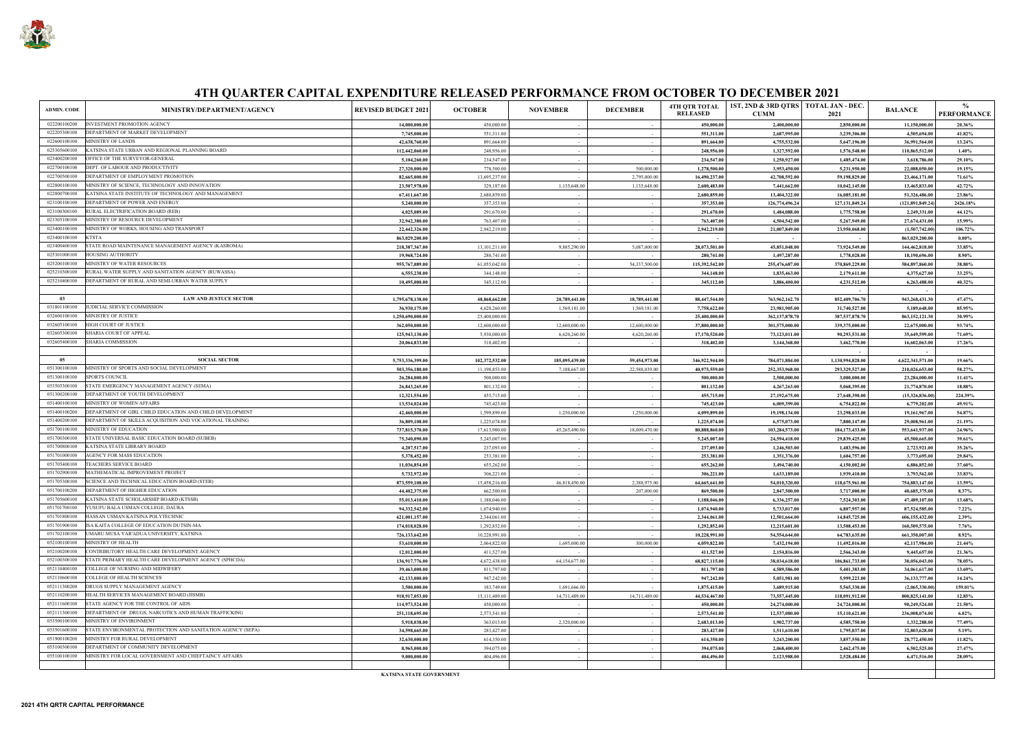# 4TH QUARTER CAPITAL EXPENDITURE RELEASED PERFORMANCE FROM OCTOBER TO DECEMBER 2021

| ADMIN. CODE | MINISTRY/DEPARTMENT/AGENCY | REVISED BUDGET 2021 | OCTOBER | NOVEMBER | DECEMBER | 4TH QTR TOTAL RELEASED | 1ST, 2ND & 3RD QTRS CUMM | TOTAL JAN - DEC. 2021 | BALANCE | % PERFORMANCE |
|---|---|---|---|---|---|---|---|---|---|---|
| 022200100100 | INVESTMENT PROMOTION AGENCY | 14,000,000.00 | 450,000.00 | - | - | 450,000.00 | 2,400,000.00 | 2,850,000.00 | 11,150,000.00 | 20.36% |
| 022205300100 | DEPARTMENT OF MARKET DEVELOPMENT | 7,745,000.00 | 551,311.00 | - | - | 551,311.00 | 2,687,995.00 | 3,239,306.00 | 4,505,694.00 | 41.82% |
| 022600100100 | MINISTRY OF LANDS | 42,638,760.00 | 891,664.00 | - | - | 891,664.00 | 4,755,532.00 | 5,647,196.00 | 36,991,564.00 | 13.24% |
| 025305600100 | KATSINA STATE URBAN AND REGIONAL PLANNING BOARD | 112,442,060.00 | 248,956.00 | - | - | 248,956.00 | 1,327,592.00 | 1,576,548.00 | 110,865,512.00 | 1.40% |
| 023400200100 | OFFICE OF THE SURVEYOR-GENERAL | 5,104,260.00 | 234,547.00 | - | - | 234,547.00 | 1,250,927.00 | 1,485,474.00 | 3,618,786.00 | 29.10% |
| 022700100100 | DEPT. OF LABOUR AND PRODUCTIVITY | 27,320,000.00 | 778,500.00 | - | 500,000.00 | 1,278,500.00 | 3,953,450.00 | 5,231,950.00 | 22,088,050.00 | 19.15% |
| 022700500100 | DEPARTMENT OF EMPLOYMENT PROMOTION | 82,665,000.00 | 13,695,237.00 | - | 2,795,000.00 | 16,490,237.00 | 42,708,592.00 | 59,198,829.00 | 23,466,171.00 | 71.61% |
| 022800100100 | MINISTRY OF SCIENCE, TECHNOLOGY AND INNOVATION | 23,507,978.00 | 329,187.00 | 1,135,648.00 | 1,135,648.00 | 2,600,483.00 | 7,441,662.00 | 10,042,145.00 | 13,465,833.00 | 42.72% |
| 022800700100 | KATSINA STATE INSTITUTE OF TECHNOLOGY AND MANAGEMENT | 67,411,667.00 | 2,680,859.00 | - | - | 2,680,859.00 | 13,404,322.00 | 16,085,181.00 | 51,326,486.00 | 23.86% |
| 023100100100 | DEPARTMENT OF POWER AND ENERGY | 5,240,000.00 | 357,353.00 | - | - | 357,353.00 | 126,774,496.24 | 127,131,849.24 | (121,891,849.24) | 2426.18% |
| 023100300100 | RURAL ELECTRIFICATION BOARD (REB) | 4,025,089.00 | 291,670.00 | - | - | 291,670.00 | 1,484,088.00 | 1,775,758.00 | 2,249,331.00 | 44.12% |
| 023305100100 | MINISTRY OF RESOURCE DEVELOPMENT | 32,942,380.00 | 763,407.00 | - | - | 763,407.00 | 4,504,542.00 | 5,267,949.00 | 27,674,431.00 | 15.99% |
| 023400100100 | MINISTRY OF WORKS, HOUSING AND TRANSPORT | 22,442,326.00 | 2,942,219.00 | - | - | 2,942,219.00 | 21,007,849.00 | 23,950,068.00 | (1,507,742.00) | 106.72% |
| 023400100100 | KTSTA | 863,029,200.00 | - | - | - | - | - | - | 863,029,200.00 | 0.00% |
| 023400400100 | STATE ROAD MAINTENANCE MANAGEMENT AGENCY (KASROMA) | 218,387,367.00 | 13,101,211.00 | 9,885,290.00 | 5,087,000.00 | 28,073,501.00 | 45,851,048.00 | 73,924,549.00 | 144,462,818.00 | 33.85% |
| 025301000100 | HOUSING AUTHORITY | 19,968,724.00 | 280,741.00 | - | - | 280,741.00 | 1,497,287.00 | 1,778,028.00 | 18,190,696.00 | 8.90% |
| 025200100100 | MINISTRY OF WATER RESOURCES | 955,767,089.00 | 61,055,042.00 | - | 54,337,500.00 | 115,392,542.00 | 255,476,687.00 | 370,869,229.00 | 584,897,860.00 | 38.80% |
| 025210300100 | RURAL WATER SUPPLY AND SANITATION AGENCY (RUWASSA) | 6,555,238.00 | 344,148.00 | - | - | 344,148.00 | 1,835,463.00 | 2,179,611.00 | 4,375,627.00 | 33.25% |
| 025210400100 | DEPARTMENT OF RURAL AND SEMI-URBAN WATER SUPPLY | 10,495,000.00 | 345,112.00 | - | - | 345,112.00 | 3,886,400.00 | 4,231,512.00 | 6,263,488.00 | 40.32% |
| | | | | | | | | - | - | |
| 03 | **LAW AND JUSTUCE SECTOR** | 1,795,678,138.00 | 48,868,662.00 | 20,789,441.00 | 18,789,441.00 | 88,447,544.00 | 763,962,162.70 | 852,409,706.70 | 943,268,431.30 | 47.47% |
| 031801100100 | JUDICIAL SERVICE COMMISSION | 36,930,175.00 | 4,620,260.00 | 1,569,181.00 | 1,569,181.00 | 7,758,622.00 | 23,981,905.00 | 31,740,527.00 | 5,189,648.00 | 85.95% |
| 032600100100 | MINISTRY OF JUSTICE | 1,250,690,000.00 | 25,400,000.00 | - | - | 25,400,000.00 | 362,137,878.70 | 387,537,878.70 | 863,152,121.30 | 30.99% |
| 032605100100 | HIGH COURT OF JUSTICE | 362,050,000.00 | 12,600,000.00 | 12,600,000.00 | 12,600,000.00 | 37,800,000.00 | 301,575,000.00 | 339,375,000.00 | 22,675,000.00 | 93.74% |
| 032605300100 | SHARIA COURT OF APPEAL | 125,943,130.00 | 5,930,000.00 | 6,620,260.00 | 4,620,260.00 | 17,170,520.00 | 73,123,011.00 | 90,293,531.00 | 35,649,599.00 | 71.69% |
| 032605400100 | SHARIA COMMISSION | 20,064,833.00 | 318,402.00 | - | - | 318,402.00 | 3,144,368.00 | 3,462,770.00 | 16,602,063.00 | 17.26% |
| | | | | | | | | - | - | |
| 05 | **SOCIAL SECTOR** | 5,753,336,399.00 | 102,372,532.00 | 185,095,439.00 | 59,454,973.00 | 346,922,944.00 | 784,071,884.00 | 1,130,994,828.00 | 4,622,341,571.00 | 19.66% |
| 051300100100 | MINISTRY OF SPORTS AND SOCIAL DEVELOPMENT | 503,356,180.00 | 11,198,853.00 | 7,188,667.00 | 22,588,039.00 | 40,975,559.00 | 252,353,968.00 | 293,329,527.00 | 210,026,653.00 | 58.27% |
| 051300100100 | SPORTS COUNCIL | 26,284,000.00 | 500,000.00 | - | - | 500,000.00 | 2,500,000.00 | 3,000,000.00 | 23,284,000.00 | 11.41% |
| 053505300100 | STATE EMERGENCY MANAGEMENT AGENCY (SEMA) | 26,843,265.00 | 801,132.00 | - | - | 801,132.00 | 4,267,263.00 | 5,068,395.00 | 21,774,870.00 | 18.88% |
| 051300200100 | DEPARTMENT OF YOUTH DEVELOPMENT | 12,321,554.00 | 455,715.00 | - | - | 455,715.00 | 27,192,675.00 | 27,648,390.00 | (15,326,836.00) | 224.39% |
| 051400100100 | MINISTRY OF WOMEN AFFAIRS | 13,534,024.00 | 745,423.00 | - | - | 745,423.00 | 6,009,399.00 | 6,754,822.00 | 6,779,202.00 | 49.91% |
| 051400100200 | DEPARTMENT OF GIRL CHILD EDUCATION AND CHILD DEVELOPMENT | 42,460,000.00 | 1,599,899.00 | 1,250,000.00 | 1,250,000.00 | 4,099,899.00 | 19,198,134.00 | 23,298,033.00 | 19,161,967.00 | 54.87% |
| 051400200100 | DEPARTMENT OF SKILLS ACQUISITION AND VOCATIONAL TRAINING | 36,809,108.00 | 1,225,074.00 | - | - | 1,225,074.00 | 6,575,073.00 | 7,800,147.00 | 29,008,961.00 | 21.19% |
| 051700100100 | MINISTRY OF EDUCATION | 737,815,370.00 | 17,613,900.00 | 45,265,490.00 | 18,009,470.00 | 80,888,860.00 | 103,284,573.00 | 184,173,433.00 | 553,641,937.00 | 24.96% |
| 051700300100 | STATE UNIVERSAL BASIC EDUCATION BOARD (SUBEB) | 75,340,090.00 | 5,245,007.00 | - | - | 5,245,007.00 | 24,594,418.00 | 29,839,425.00 | 45,500,665.00 | 39.61% |
| 051700800100 | KATSINA STATE LIBRARY BOARD | 4,207,517.00 | 237,093.00 | - | - | 237,093.00 | 1,246,503.00 | 1,483,596.00 | 2,723,921.00 | 35.26% |
| 051701000100 | AGENCY FOR MASS EDUCATION | 5,378,452.00 | 253,381.00 | - | - | 253,381.00 | 1,351,376.00 | 1,604,757.00 | 3,773,695.00 | 29.84% |
| 051705400100 | TEACHERS SERVICE BOARD | 11,036,854.00 | 655,262.00 | - | - | 655,262.00 | 3,494,740.00 | 4,150,002.00 | 6,886,852.00 | 37.60% |
| 051702900100 | MATHEMATICAL IMPROVEMENT PROJECT | 5,732,972.00 | 306,221.00 | - | - | 306,221.00 | 1,633,189.00 | 1,939,410.00 | 3,793,562.00 | 33.83% |
| 051705300100 | SCIENCE AND TECHNICAL EDUCATION BOARD (STEB) | 873,559,108.00 | 15,458,216.00 | 46,818,450.00 | 2,388,975.00 | 64,665,641.00 | 54,010,320.00 | 118,675,961.00 | 754,883,147.00 | 13.59% |
| 051700100200 | DEPARTMENT OF HIGHER EDUCATION | 44,402,375.00 | 662,500.00 | - | 207,000.00 | 869,500.00 | 2,847,500.00 | 3,717,000.00 | 40,685,375.00 | 8.37% |
| 051705600100 | KATSINA STATE SCHOLARSHIP BOARD (KTSSB) | 55,013,410.00 | 1,188,046.00 | - | - | 1,188,046.00 | 6,336,257.00 | 7,524,303.00 | 47,489,107.00 | 13.68% |
| 051701700100 | YUSUFU BALA USMAN COLLEGE, DAURA | 94,332,542.00 | 1,074,940.00 | - | - | 1,074,940.00 | 5,733,017.00 | 6,807,957.00 | 87,524,585.00 | 7.22% |
| 051701800100 | HASSAN USMAN KATSINA POLYTECHNIC | 621,001,157.00 | 2,344,061.00 | - | - | 2,344,061.00 | 12,501,664.00 | 14,845,725.00 | 606,155,432.00 | 2.39% |
| 051701900100 | ISA KAITA COLLEGE OF EDUCATION DUTSIN-MA | 174,018,028.00 | 1,292,852.00 | - | - | 1,292,852.00 | 12,215,601.00 | 13,508,453.00 | 160,509,575.00 | 7.76% |
| 051702100100 | UMARU MUSA YAR'ADUA UNIVERSITY, KATSINA | 726,133,642.00 | 10,228,991.00 | - | - | 10,228,991.00 | 54,554,644.00 | 64,783,635.00 | 661,350,007.00 | 8.92% |
| 052100100100 | MINISTRY OF HEALTH | 53,610,000.00 | 2,064,822.00 | 1,695,000.00 | 300,000.00 | 4,059,822.00 | 7,432,194.00 | 11,492,016.00 | 42,117,984.00 | 21.44% |
| 052100200100 | CONTRIBUTORY HEALTH CARE DEVELOPMENT AGENCY | 12,012,000.00 | 411,527.00 | - | - | 411,527.00 | 2,154,816.00 | 2,566,343.00 | 9,445,657.00 | 21.36% |
| 052100300100 | STATE PRIMARY HEALTH CARE DEVELOPMENT AGENCY (SPHCDA) | 136,917,776.00 | 4,672,438.00 | 64,154,677.00 | - | 68,827,115.00 | 38,034,618.00 | 106,861,733.00 | 30,056,043.00 | 78.05% |
| 052110400100 | COLLEGE OF NURSING AND MIDWIFERY | 39,463,000.00 | 811,797.00 | - | - | 811,797.00 | 4,589,586.00 | 5,401,383.00 | 34,061,617.00 | 13.69% |
| 052110600100 | COLLEGE OF HEALTH SCIENCES | 42,133,000.00 | 947,242.00 | - | - | 947,242.00 | 5,051,981.00 | 5,999,223.00 | 36,133,777.00 | 14.24% |
| 052111300200 | DRUGS SUPPLY MANAGEMENT AGENCY | 3,500,000.00 | 183,749.00 | 1,691,666.00 | - | 1,875,415.00 | 3,689,915.00 | 5,565,330.00 | (2,065,330.00) | 159.01% |
| 052110200100 | HEALTH SERVICES MANAGEMENT BOARD (HSMB) | 918,917,053.00 | 15,111,489.00 | 14,711,489.00 | 14,711,489.00 | 44,534,467.00 | 73,557,445.00 | 118,091,912.00 | 800,825,141.00 | 12.85% |
| 052111600100 | STATE AGENCY FOR THE CONTROL OF AIDS | 114,973,524.00 | 450,000.00 | - | - | 450,000.00 | 24,274,000.00 | 24,724,000.00 | 90,249,524.00 | 21.50% |
| 052111300100 | DEPARTMENT OF DRUGS, NARCOTICS AND HUMAN TRAFFICKING | 251,118,695.00 | 2,573,541.00 | - | - | 2,573,541.00 | 12,537,080.00 | 15,110,621.00 | 236,008,074.00 | 6.02% |
| 053500100100 | MINISTRY OF ENVIRONMENT | 5,918,038.00 | 363,013.00 | 2,320,000.00 | - | 2,683,013.00 | 1,902,737.00 | 4,585,750.00 | 1,332,288.00 | 77.49% |
| 053501600100 | STATE ENVIRONMENTAL PROTECTION AND SANITATION AGENCY (SEPA) | 34,598,665.00 | 283,427.00 | - | - | 283,427.00 | 1,511,610.00 | 1,795,037.00 | 32,803,628.00 | 5.19% |
| 051900100200 | MINISTRY FOR RURAL DEVELOPMENT | 32,630,000.00 | 614,350.00 | - | - | 614,350.00 | 3,243,200.00 | 3,857,550.00 | 28,772,450.00 | 11.82% |
| 055100300100 | DEPARTMENT OF COMMUNITY DEVELOPMENT | 8,965,000.00 | 394,075.00 | - | - | 394,075.00 | 2,068,400.00 | 2,462,475.00 | 6,502,525.00 | 27.47% |
| 055100100100 | MINISTRY FOR LOCAL GOVERNMENT AND CHIEFTAINCY AFFAIRS | 9,000,000.00 | 404,496.00 | - | - | 404,496.00 | 2,123,988.00 | 2,528,484.00 | 6,471,516.00 | 28.09% |

KATSINA STATE GOVERNMENT

2021 4TH QRTR CAPITAL PERFORMANCE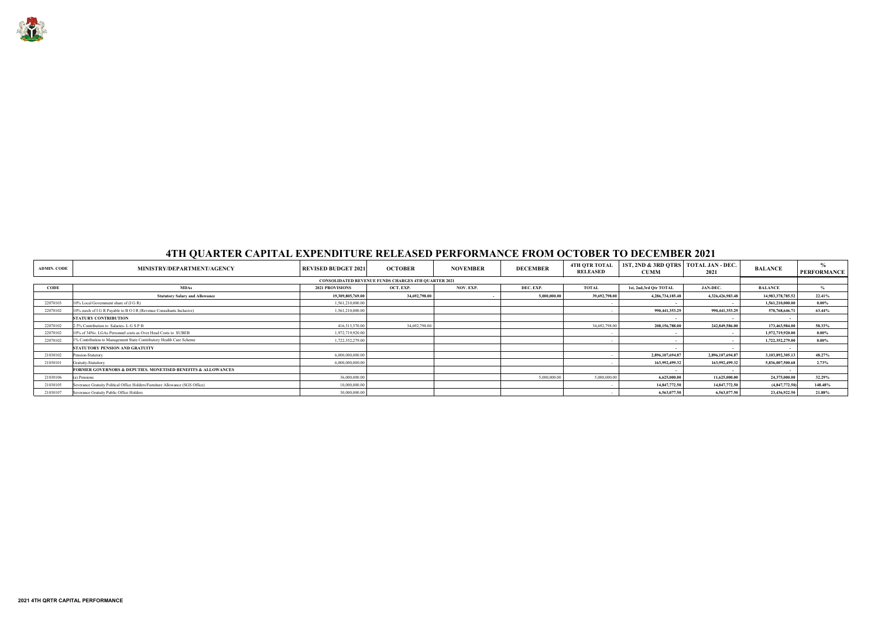# 4TH QUARTER CAPITAL EXPENDITURE RELEASED PERFORMANCE FROM OCTOBER TO DECEMBER 2021

| ADMIN. CODE | MINISTRY/DEPARTMENT/AGENCY | REVISED BUDGET 2021 | OCTOBER | NOVEMBER | DECEMBER | 4TH QTR TOTAL RELEASED | 1ST, 2ND & 3RD QTRS CUMM | TOTAL JAN - DEC. 2021 | BALANCE | % PERFORMANCE |
|---|---|---|---|---|---|---|---|---|---|---|
| | | CONSOLIDATED REVENUE FUNDS CHARGES 4TH QUARTER 2021 | | | | | | | | |
| CODE | MDAs | 2021 PROVISIONS | OCT. EXP. | NOV. EXP. | DEC. EXP. | TOTAL | 1st, 2nd,3rd Qtr TOTAL | JAN-DEC. | BALANCE | % |
| | **Statutory Salary and Allowance** | **19,309,805,769.00** | **34,692,798.00** | **-** | **5,000,000.00** | **39,692,798.00** | **4,286,734,185.48** | **4,326,426,983.48** | **14,983,378,785.52** | **22.41%** |
| 22070103 | 10% Local Government share of (I G R) | 1,561,210,000.00 | | | | - | - | - | 1,561,210,000.00 | 0.00% |
| 22070102 | 10% earch of I G R Payable to B O I R (Revenue Consultants Inclusive) | 1,561,210,000.00 | | | | - | 990,441,353.29 | 990,441,353.29 | 570,768,646.71 | 63.44% |
| | **STATURY CONTRIBUTION** | | | | | | - | - | - | |
| 22070102 | 2.5% Contribution to Salaries- L G S P B | 416,313,570.00 | 34,692,798.00 | | | 34,692,798.00 | 208,156,788.00 | 242,849,586.00 | 173,463,984.00 | 58.33% |
| 22070102 | 10% of 34No. LGAs Personnel costs as Over Head Costs to SUBEB | 1,972,719,920.00 | | | | - | - | - | 1,972,719,920.00 | 0.00% |
| 22070102 | 1% Contribution to Management State Contributory Health Care Scheme | 1,722,352,279.00 | | | | - | - | - | 1,722,352,279.00 | 0.00% |
| | **STATUTORY PENSION AND GRATUITY** | | | | | | - | - | - | |
| 21030102 | Pension-Statutory | 6,000,000,000.00 | | | | - | 2,896,107,694.87 | 2,896,107,694.87 | 3,103,892,305.13 | 48.27% |
| 21030101 | Gratuity-Statutory | 6,000,000,000.00 | | | | - | 163,992,499.32 | 163,992,499.32 | 5,836,007,500.68 | 2.73% |
| | **FORMER GOVERNORS & DEPUTIES. MONETISED BENEFITS & ALLOWANCES** | | | | | | - | - | - | |
| 21030106 | (a) Pensions | 36,000,000.00 | | | 5,000,000.00 | 5,000,000.00 | 6,625,000.00 | 11,625,000.00 | 24,375,000.00 | 32.29% |
| 21030105 | Severance Gratuity Political Office Holders/Furniture Allowance (SGS Office) | 10,000,000.00 | | | | - | 14,847,772.50 | 14,847,772.50 | (4,847,772.50) | 148.48% |
| 21030107 | Severance Gratuity Public Office Holders | 30,000,000.00 | | | | - | 6,563,077.50 | 6,563,077.50 | 23,436,922.50 | 21.88% |